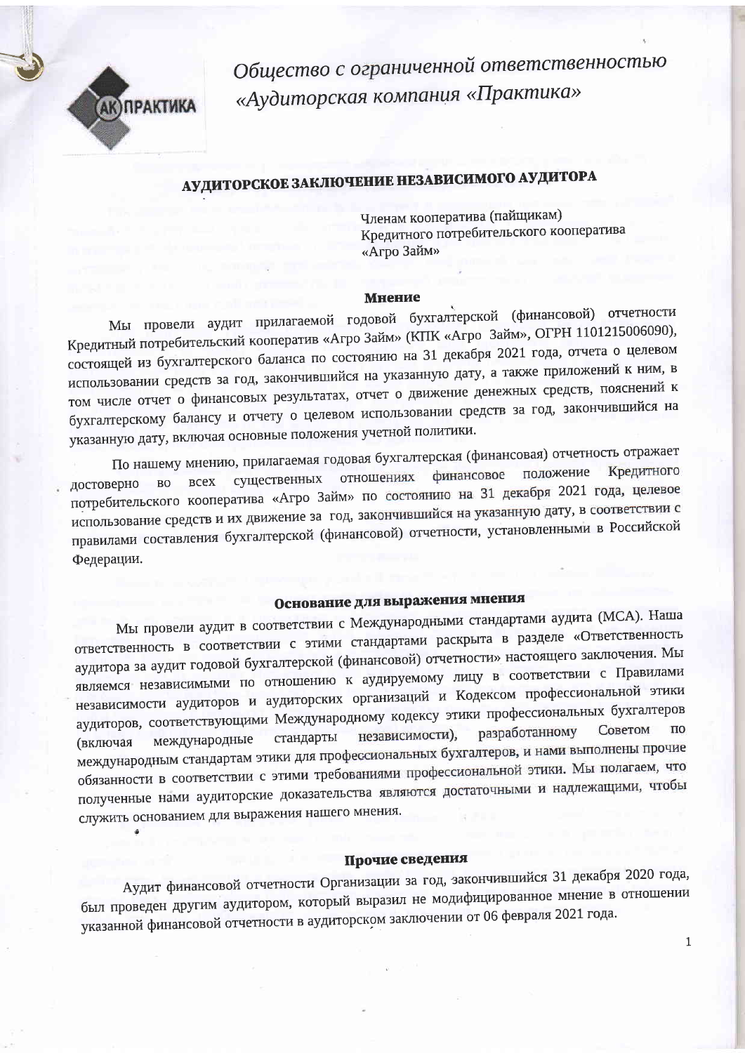*Общество с ограниченной ответственностью «Аудиторская компания «Практика»*

## АУДИТОРСКОЕ ЗАКЛЮЧЕНИЕ НЕЗАВИСИМОГО АУДИТОРА

Членам кооператива (пайщикам)
Кредитного потребительского кооператива
«Агро Займ»

### Мнение

Мы провели аудит прилагаемой годовой бухгалтерской (финансовой) отчетности Кредитный потребительский кооператив «Агро Займ» (КПК «Агро Займ», ОГРН 1101215006090), состоящей из бухгалтерского баланса по состоянию на 31 декабря 2021 года, отчета о целевом использовании средств за год, закончившийся на указанную дату, а также приложений к ним, в том числе отчет о финансовых результатах, отчет о движение денежных средств, пояснений к бухгалтерскому балансу и отчету о целевом использовании средств за год, закончившийся на указанную дату, включая основные положения учетной политики.

По нашему мнению, прилагаемая годовая бухгалтерская (финансовая) отчетность отражает достоверно во всех существенных отношениях финансовое положение Кредитного потребительского кооператива «Агро Займ» по состоянию на 31 декабря 2021 года, целевое использование средств и их движение за год, закончившийся на указанную дату, в соответствии с правилами составления бухгалтерской (финансовой) отчетности, установленными в Российской Федерации.

### Основание для выражения мнения

Мы провели аудит в соответствии с Международными стандартами аудита (МСА). Наша ответственность в соответствии с этими стандартами раскрыта в разделе «Ответственность аудитора за аудит годовой бухгалтерской (финансовой) отчетности» настоящего заключения. Мы являемся независимыми по отношению к аудируемому лицу в соответствии с Правилами независимости аудиторов и аудиторских организаций и Кодексом профессиональной этики аудиторов, соответствующими Международному кодексу этики профессиональных бухгалтеров (включая международные стандарты независимости), разработанному Советом по международным стандартам этики для профессиональных бухгалтеров, и нами выполнены прочие обязанности в соответствии с этими требованиями профессиональной этики. Мы полагаем, что полученные нами аудиторские доказательства являются достаточными и надлежащими, чтобы служить основанием для выражения нашего мнения.

### Прочие сведения

Аудит финансовой отчетности Организации за год, закончившийся 31 декабря 2020 года, был проведен другим аудитором, который выразил не модифицированное мнение в отношении указанной финансовой отчетности в аудиторском заключении от 06 февраля 2021 года.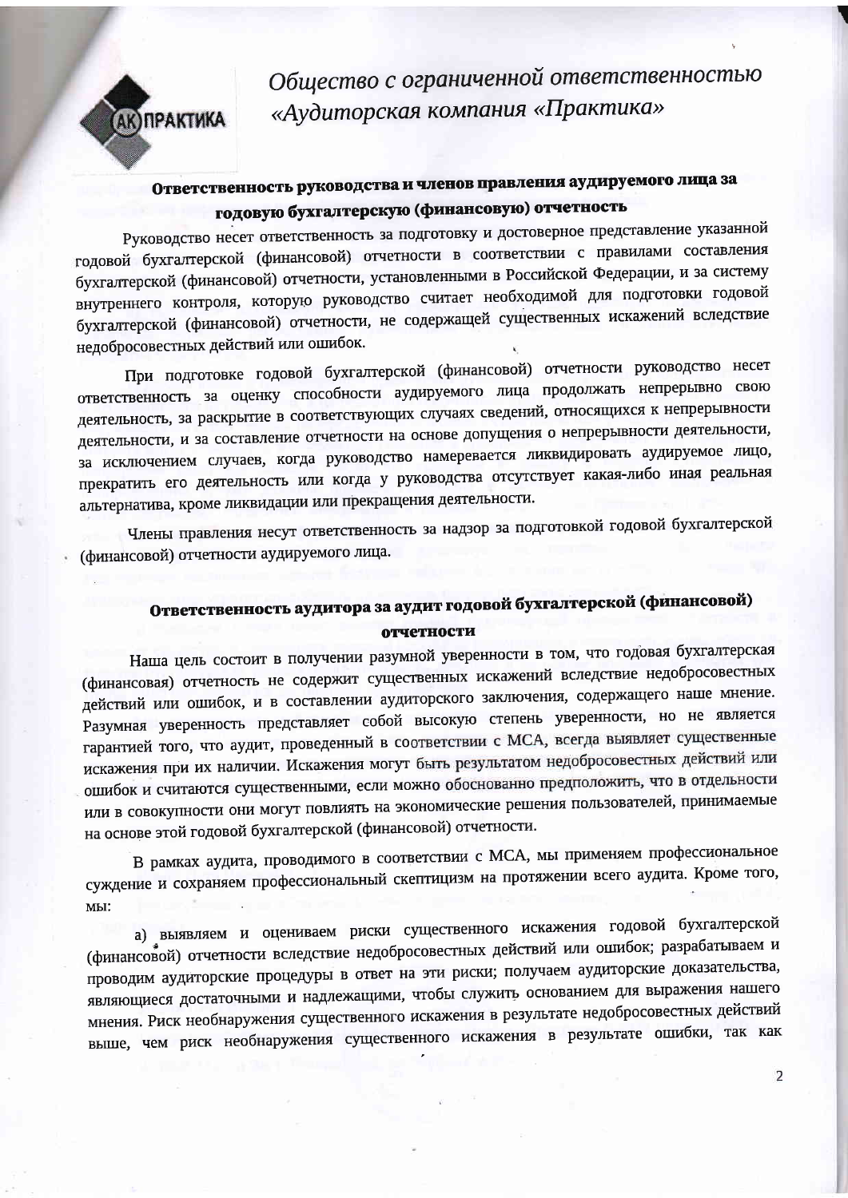*Общество с ограниченной ответственностью «Аудиторская компания «Практика»*

## Ответственность руководства и членов правления аудируемого лица за годовую бухгалтерскую (финансовую) отчетность

Руководство несет ответственность за подготовку и достоверное представление указанной годовой бухгалтерской (финансовой) отчетности в соответствии с правилами составления бухгалтерской (финансовой) отчетности, установленными в Российской Федерации, и за систему внутреннего контроля, которую руководство считает необходимой для подготовки годовой бухгалтерской (финансовой) отчетности, не содержащей существенных искажений вследствие недобросовестных действий или ошибок.

При подготовке годовой бухгалтерской (финансовой) отчетности руководство несет ответственность за оценку способности аудируемого лица продолжать непрерывно свою деятельность, за раскрытие в соответствующих случаях сведений, относящихся к непрерывности деятельности, и за составление отчетности на основе допущения о непрерывности деятельности, за исключением случаев, когда руководство намеревается ликвидировать аудируемое лицо, прекратить его деятельность или когда у руководства отсутствует какая-либо иная реальная альтернатива, кроме ликвидации или прекращения деятельности.

Члены правления несут ответственность за надзор за подготовкой годовой бухгалтерской (финансовой) отчетности аудируемого лица.

## Ответственность аудитора за аудит годовой бухгалтерской (финансовой) отчетности

Наша цель состоит в получении разумной уверенности в том, что годовая бухгалтерская (финансовая) отчетность не содержит существенных искажений вследствие недобросовестных действий или ошибок, и в составлении аудиторского заключения, содержащего наше мнение. Разумная уверенность представляет собой высокую степень уверенности, но не является гарантией того, что аудит, проведенный в соответствии с МСА, всегда выявляет существенные искажения при их наличии. Искажения могут быть результатом недобросовестных действий или ошибок и считаются существенными, если можно обоснованно предположить, что в отдельности или в совокупности они могут повлиять на экономические решения пользователей, принимаемые на основе этой годовой бухгалтерской (финансовой) отчетности.

В рамках аудита, проводимого в соответствии с МСА, мы применяем профессиональное суждение и сохраняем профессиональный скептицизм на протяжении всего аудита. Кроме того, мы:

а) выявляем и оцениваем риски существенного искажения годовой бухгалтерской (финансовой) отчетности вследствие недобросовестных действий или ошибок; разрабатываем и проводим аудиторские процедуры в ответ на эти риски; получаем аудиторские доказательства, являющиеся достаточными и надлежащими, чтобы служить основанием для выражения нашего мнения. Риск необнаружения существенного искажения в результате недобросовестных действий выше, чем риск необнаружения существенного искажения в результате ошибки, так как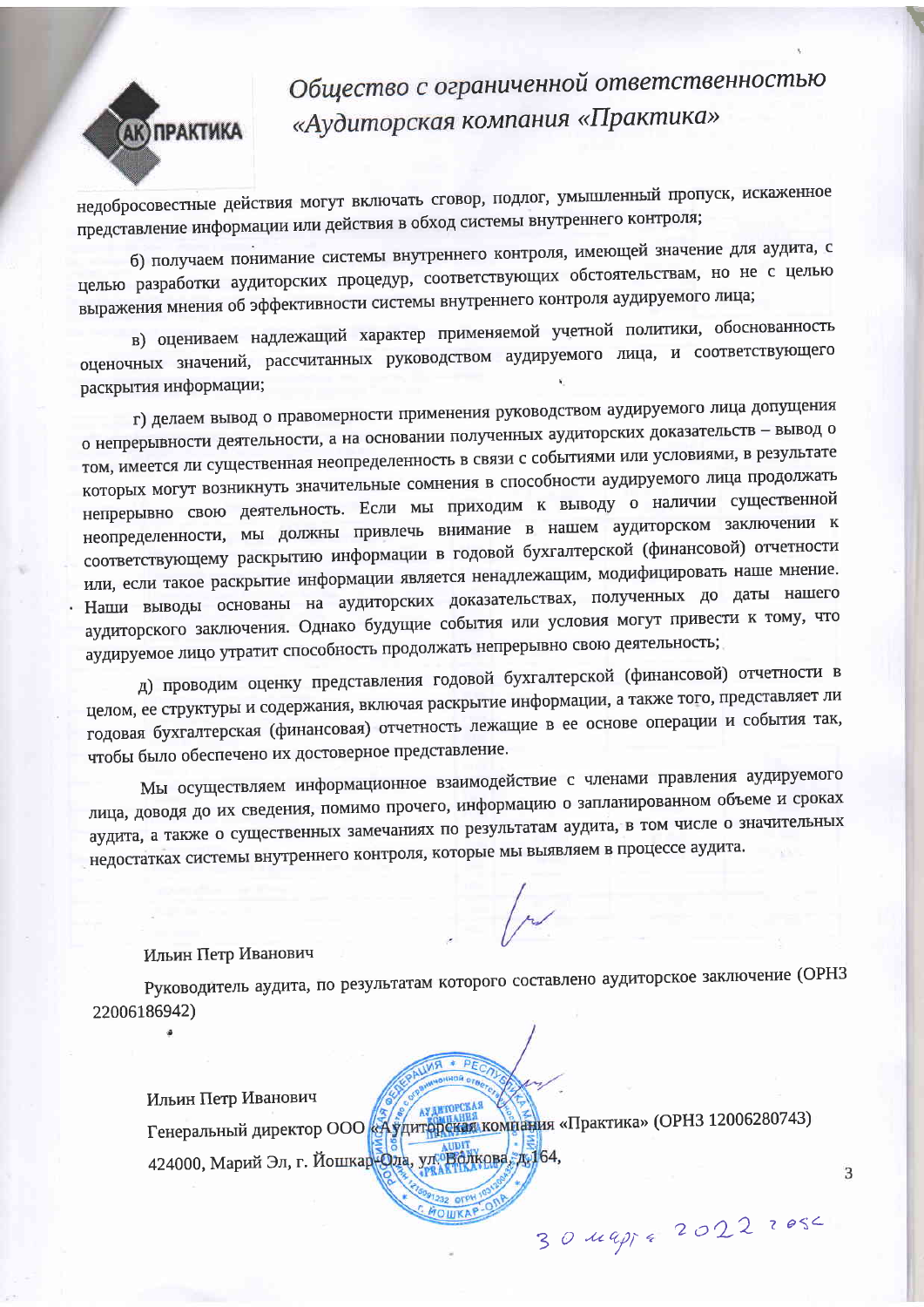недобросовестные действия могут включать сговор, подлог, умышленный пропуск, искаженное представление информации или действия в обход системы внутреннего контроля;

б) получаем понимание системы внутреннего контроля, имеющей значение для аудита, с целью разработки аудиторских процедур, соответствующих обстоятельствам, но не с целью выражения мнения об эффективности системы внутреннего контроля аудируемого лица;

в) оцениваем надлежащий характер применяемой учетной политики, обоснованность оценочных значений, рассчитанных руководством аудируемого лица, и соответствующего раскрытия информации;

г) делаем вывод о правомерности применения руководством аудируемого лица допущения о непрерывности деятельности, а на основании полученных аудиторских доказательств – вывод о том, имеется ли существенная неопределенность в связи с событиями или условиями, в результате которых могут возникнуть значительные сомнения в способности аудируемого лица продолжать непрерывно свою деятельность. Если мы приходим к выводу о наличии существенной неопределенности, мы должны привлечь внимание в нашем аудиторском заключении к соответствующему раскрытию информации в годовой бухгалтерской (финансовой) отчетности или, если такое раскрытие информации является ненадлежащим, модифицировать наше мнение. Наши выводы основаны на аудиторских доказательствах, полученных до даты нашего аудиторского заключения. Однако будущие события или условия могут привести к тому, что аудируемое лицо утратит способность продолжать непрерывно свою деятельность;

д) проводим оценку представления годовой бухгалтерской (финансовой) отчетности в целом, ее структуры и содержания, включая раскрытие информации, а также того, представляет ли годовая бухгалтерская (финансовая) отчетность лежащие в ее основе операции и события так, чтобы было обеспечено их достоверное представление.

Мы осуществляем информационное взаимодействие с членами правления аудируемого лица, доводя до их сведения, помимо прочего, информацию о запланированном объеме и сроках аудита, а также о существенных замечаниях по результатам аудита, в том числе о значительных недостатках системы внутреннего контроля, которые мы выявляем в процессе аудита.

Ильин Петр Иванович

Руководитель аудита, по результатам которого составлено аудиторское заключение (ОРНЗ 22006186942)

Ильин Петр Иванович

Генеральный директор ООО «Аудиторская компания «Практика» (ОРНЗ 12006280743)

424000, Марий Эл, г. Йошкар-Ола, ул. Волкова, д.164,

30 марта 2022 года